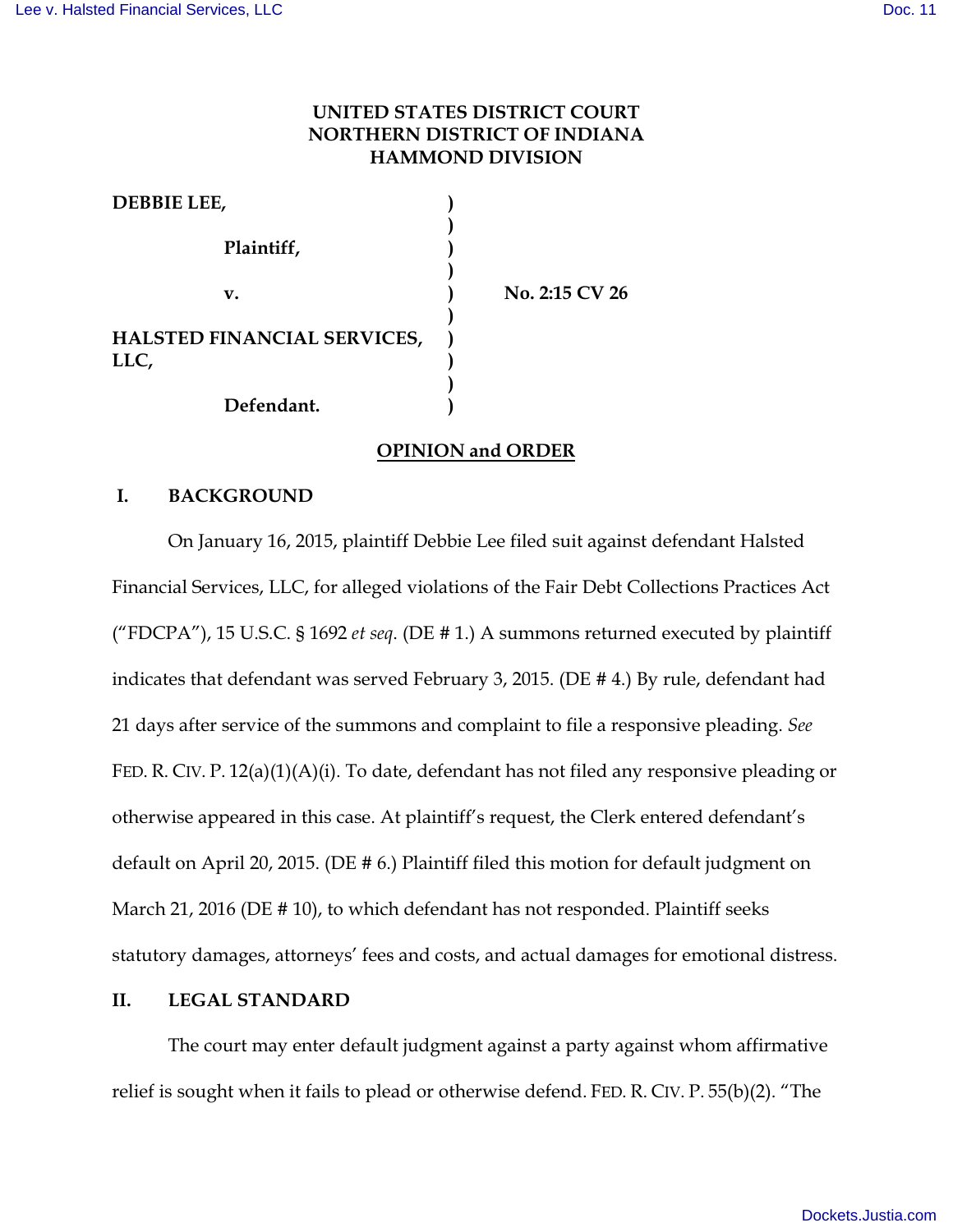**UNITED STATES DISTRICT COURT**
**NORTHERN DISTRICT OF INDIANA**
**HAMMOND DIVISION**

| | | |
|---|---|---|
| **DEBBIE LEE,** | ) | |
| **Plaintiff,** | ) | |
| **v.** | ) | **No. 2:15 CV 26** |
| **HALSTED FINANCIAL SERVICES, LLC,** | ) | |
| **Defendant.** | ) | |

**OPINION and ORDER**

## I. BACKGROUND

On January 16, 2015, plaintiff Debbie Lee filed suit against defendant Halsted Financial Services, LLC, for alleged violations of the Fair Debt Collections Practices Act ("FDCPA"), 15 U.S.C. § 1692 *et seq*. (DE # 1.) A summons returned executed by plaintiff indicates that defendant was served February 3, 2015. (DE # 4.) By rule, defendant had 21 days after service of the summons and complaint to file a responsive pleading. *See* FED. R. CIV. P. 12(a)(1)(A)(i). To date, defendant has not filed any responsive pleading or otherwise appeared in this case. At plaintiff's request, the Clerk entered defendant's default on April 20, 2015. (DE # 6.) Plaintiff filed this motion for default judgment on March 21, 2016 (DE # 10), to which defendant has not responded. Plaintiff seeks statutory damages, attorneys' fees and costs, and actual damages for emotional distress.

## II. LEGAL STANDARD

The court may enter default judgment against a party against whom affirmative relief is sought when it fails to plead or otherwise defend. FED. R. CIV. P. 55(b)(2). "The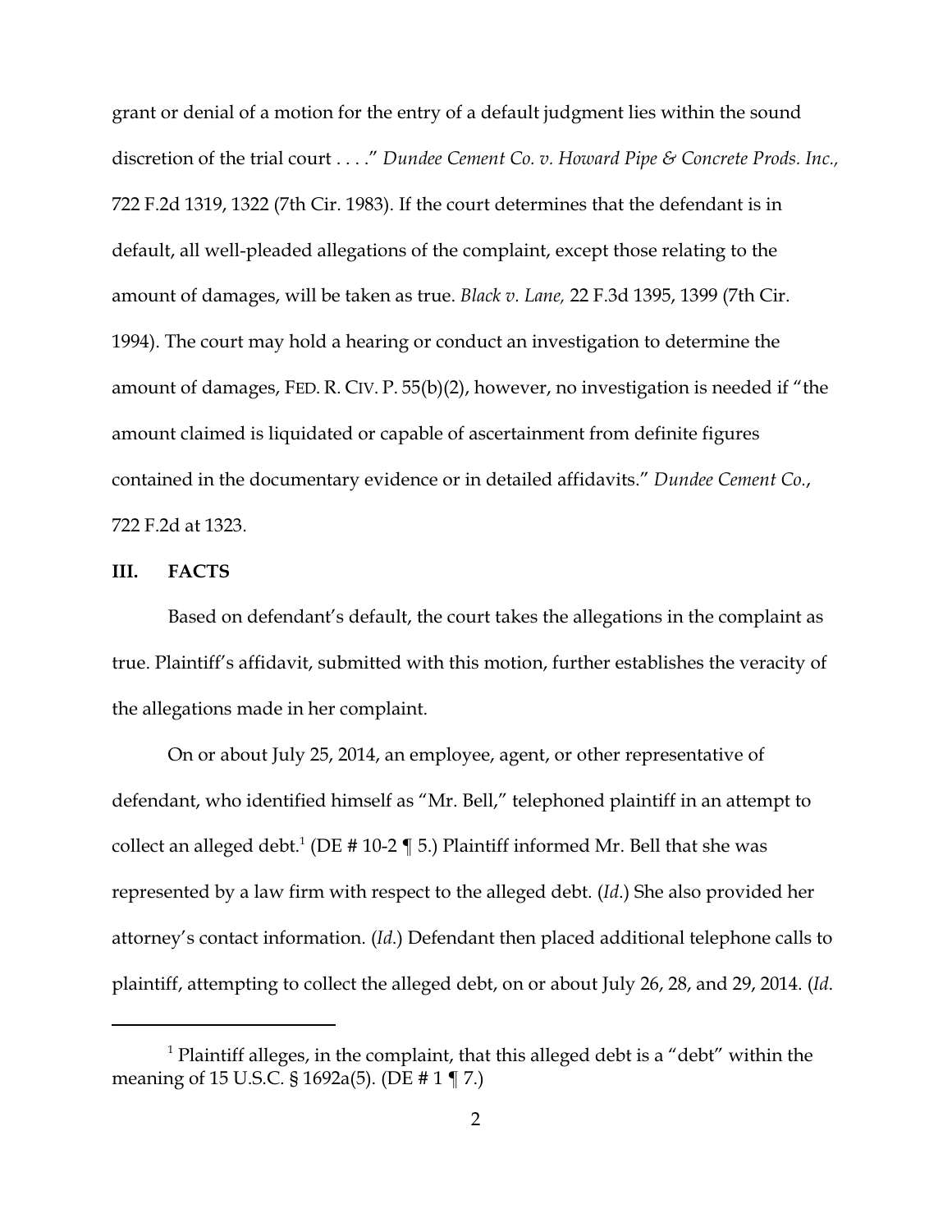grant or denial of a motion for the entry of a default judgment lies within the sound discretion of the trial court . . . ." *Dundee Cement Co. v. Howard Pipe & Concrete Prods. Inc.,* 722 F.2d 1319, 1322 (7th Cir. 1983). If the court determines that the defendant is in default, all well-pleaded allegations of the complaint, except those relating to the amount of damages, will be taken as true. *Black v. Lane,* 22 F.3d 1395, 1399 (7th Cir. 1994). The court may hold a hearing or conduct an investigation to determine the amount of damages, FED. R. CIV. P. 55(b)(2), however, no investigation is needed if "the amount claimed is liquidated or capable of ascertainment from definite figures contained in the documentary evidence or in detailed affidavits." *Dundee Cement Co.*, 722 F.2d at 1323.

## III. FACTS

Based on defendant's default, the court takes the allegations in the complaint as true. Plaintiff's affidavit, submitted with this motion, further establishes the veracity of the allegations made in her complaint.

On or about July 25, 2014, an employee, agent, or other representative of defendant, who identified himself as "Mr. Bell," telephoned plaintiff in an attempt to collect an alleged debt.[1] (DE # 10-2 ¶ 5.) Plaintiff informed Mr. Bell that she was represented by a law firm with respect to the alleged debt. (*Id.*) She also provided her attorney's contact information. (*Id.*) Defendant then placed additional telephone calls to plaintiff, attempting to collect the alleged debt, on or about July 26, 28, and 29, 2014. (*Id.*

---

[1] Plaintiff alleges, in the complaint, that this alleged debt is a "debt" within the meaning of 15 U.S.C. § 1692a(5). (DE # 1 ¶ 7.)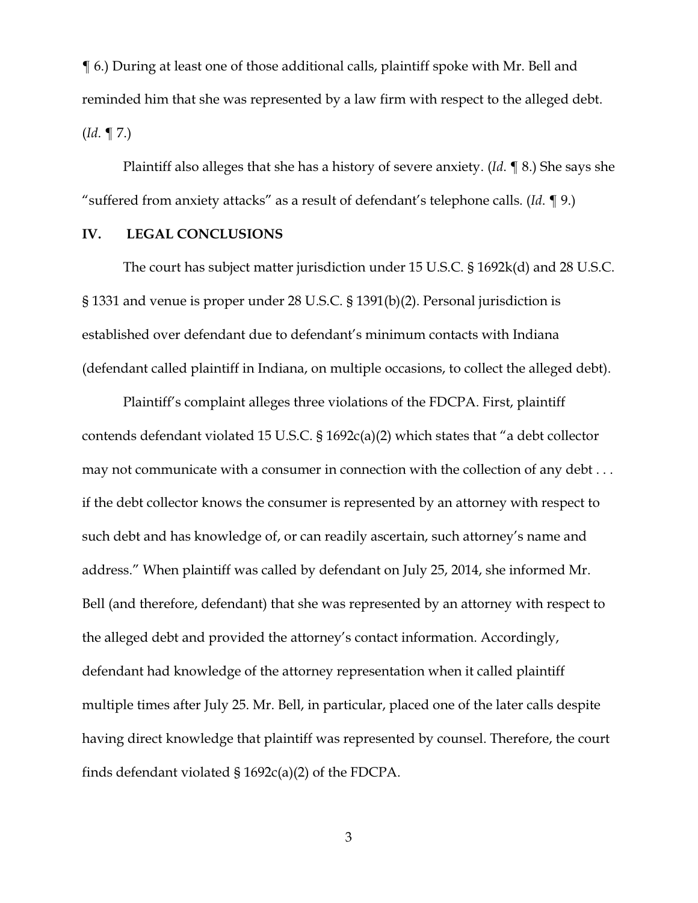¶ 6.) During at least one of those additional calls, plaintiff spoke with Mr. Bell and reminded him that she was represented by a law firm with respect to the alleged debt. (*Id*. ¶ 7.)

Plaintiff also alleges that she has a history of severe anxiety. (*Id*. ¶ 8.) She says she "suffered from anxiety attacks" as a result of defendant's telephone calls. (*Id*. ¶ 9.)

## IV. LEGAL CONCLUSIONS

The court has subject matter jurisdiction under 15 U.S.C. § 1692k(d) and 28 U.S.C. § 1331 and venue is proper under 28 U.S.C. § 1391(b)(2). Personal jurisdiction is established over defendant due to defendant's minimum contacts with Indiana (defendant called plaintiff in Indiana, on multiple occasions, to collect the alleged debt).

Plaintiff's complaint alleges three violations of the FDCPA. First, plaintiff contends defendant violated 15 U.S.C. § 1692c(a)(2) which states that "a debt collector may not communicate with a consumer in connection with the collection of any debt . . . if the debt collector knows the consumer is represented by an attorney with respect to such debt and has knowledge of, or can readily ascertain, such attorney's name and address." When plaintiff was called by defendant on July 25, 2014, she informed Mr. Bell (and therefore, defendant) that she was represented by an attorney with respect to the alleged debt and provided the attorney's contact information. Accordingly, defendant had knowledge of the attorney representation when it called plaintiff multiple times after July 25. Mr. Bell, in particular, placed one of the later calls despite having direct knowledge that plaintiff was represented by counsel. Therefore, the court finds defendant violated § 1692c(a)(2) of the FDCPA.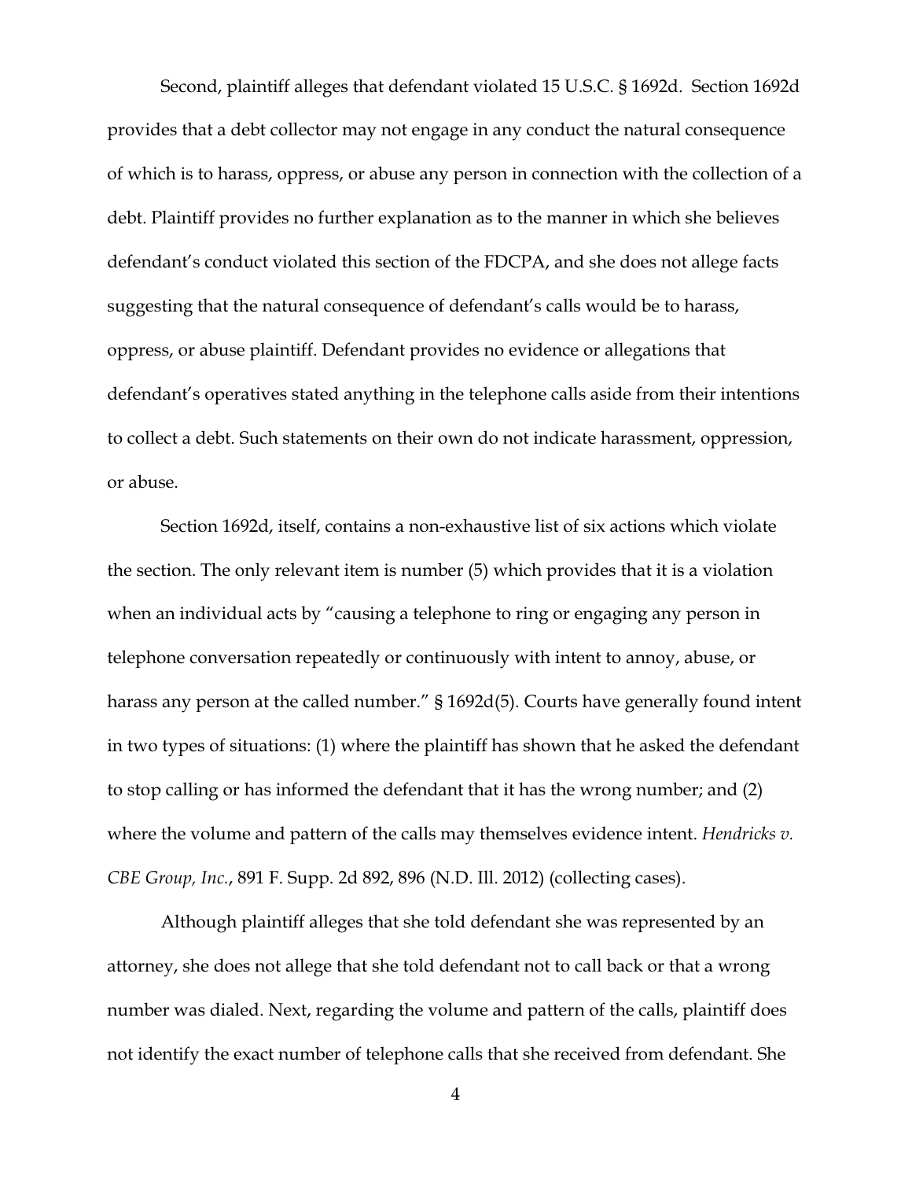Second, plaintiff alleges that defendant violated 15 U.S.C. § 1692d. Section 1692d provides that a debt collector may not engage in any conduct the natural consequence of which is to harass, oppress, or abuse any person in connection with the collection of a debt. Plaintiff provides no further explanation as to the manner in which she believes defendant's conduct violated this section of the FDCPA, and she does not allege facts suggesting that the natural consequence of defendant's calls would be to harass, oppress, or abuse plaintiff. Defendant provides no evidence or allegations that defendant's operatives stated anything in the telephone calls aside from their intentions to collect a debt. Such statements on their own do not indicate harassment, oppression, or abuse.

Section 1692d, itself, contains a non-exhaustive list of six actions which violate the section. The only relevant item is number (5) which provides that it is a violation when an individual acts by "causing a telephone to ring or engaging any person in telephone conversation repeatedly or continuously with intent to annoy, abuse, or harass any person at the called number." § 1692d(5). Courts have generally found intent in two types of situations: (1) where the plaintiff has shown that he asked the defendant to stop calling or has informed the defendant that it has the wrong number; and (2) where the volume and pattern of the calls may themselves evidence intent. *Hendricks v. CBE Group, Inc.*, 891 F. Supp. 2d 892, 896 (N.D. Ill. 2012) (collecting cases).

Although plaintiff alleges that she told defendant she was represented by an attorney, she does not allege that she told defendant not to call back or that a wrong number was dialed. Next, regarding the volume and pattern of the calls, plaintiff does not identify the exact number of telephone calls that she received from defendant. She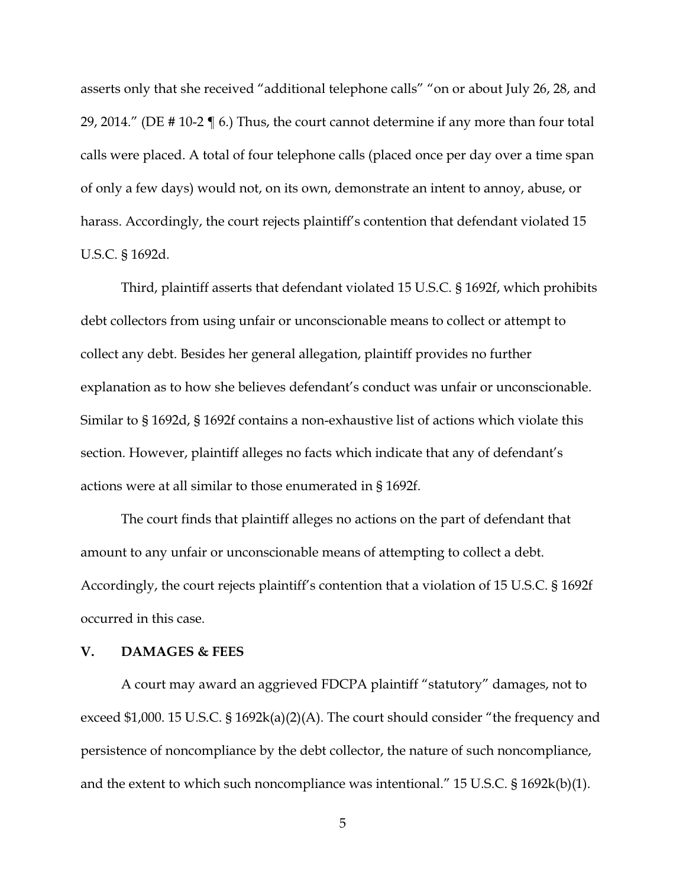asserts only that she received "additional telephone calls" "on or about July 26, 28, and 29, 2014." (DE # 10-2 ¶ 6.) Thus, the court cannot determine if any more than four total calls were placed. A total of four telephone calls (placed once per day over a time span of only a few days) would not, on its own, demonstrate an intent to annoy, abuse, or harass. Accordingly, the court rejects plaintiff's contention that defendant violated 15 U.S.C. § 1692d.

Third, plaintiff asserts that defendant violated 15 U.S.C. § 1692f, which prohibits debt collectors from using unfair or unconscionable means to collect or attempt to collect any debt. Besides her general allegation, plaintiff provides no further explanation as to how she believes defendant's conduct was unfair or unconscionable. Similar to § 1692d, § 1692f contains a non-exhaustive list of actions which violate this section. However, plaintiff alleges no facts which indicate that any of defendant's actions were at all similar to those enumerated in § 1692f.

The court finds that plaintiff alleges no actions on the part of defendant that amount to any unfair or unconscionable means of attempting to collect a debt. Accordingly, the court rejects plaintiff's contention that a violation of 15 U.S.C. § 1692f occurred in this case.

## V. DAMAGES & FEES

A court may award an aggrieved FDCPA plaintiff "statutory" damages, not to exceed $1,000. 15 U.S.C. § 1692k(a)(2)(A). The court should consider "the frequency and persistence of noncompliance by the debt collector, the nature of such noncompliance, and the extent to which such noncompliance was intentional." 15 U.S.C. § 1692k(b)(1).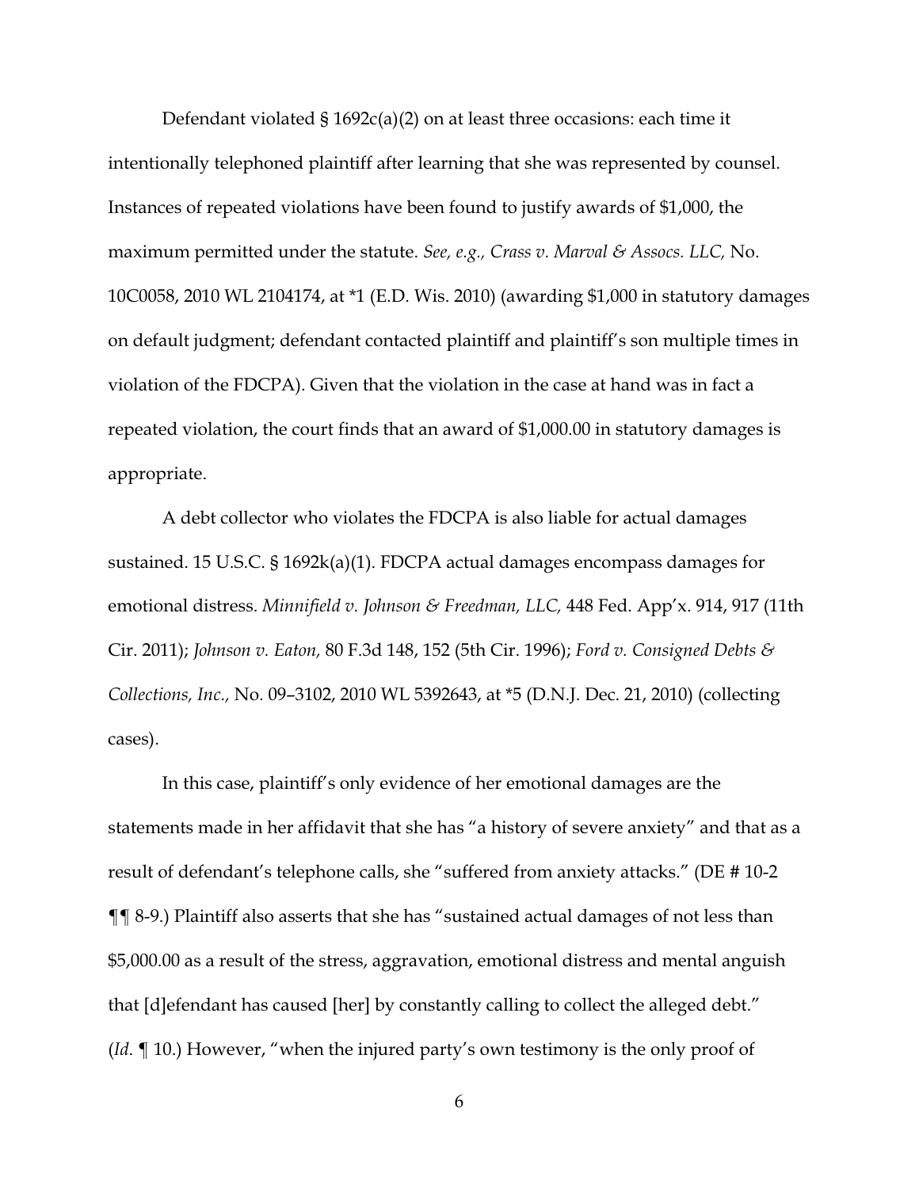Defendant violated § 1692c(a)(2) on at least three occasions: each time it intentionally telephoned plaintiff after learning that she was represented by counsel. Instances of repeated violations have been found to justify awards of $1,000, the maximum permitted under the statute. *See, e.g., Crass v. Marval & Assocs. LLC,* No. 10C0058, 2010 WL 2104174, at *1 (E.D. Wis. 2010) (awarding $1,000 in statutory damages on default judgment; defendant contacted plaintiff and plaintiff's son multiple times in violation of the FDCPA). Given that the violation in the case at hand was in fact a repeated violation, the court finds that an award of $1,000.00 in statutory damages is appropriate.

A debt collector who violates the FDCPA is also liable for actual damages sustained. 15 U.S.C. § 1692k(a)(1). FDCPA actual damages encompass damages for emotional distress. *Minnifield v. Johnson & Freedman, LLC,* 448 Fed. App'x. 914, 917 (11th Cir. 2011); *Johnson v. Eaton,* 80 F.3d 148, 152 (5th Cir. 1996); *Ford v. Consigned Debts & Collections, Inc.,* No. 09–3102, 2010 WL 5392643, at *5 (D.N.J. Dec. 21, 2010) (collecting cases).

In this case, plaintiff's only evidence of her emotional damages are the statements made in her affidavit that she has "a history of severe anxiety" and that as a result of defendant's telephone calls, she "suffered from anxiety attacks." (DE # 10-2 ¶¶ 8-9.) Plaintiff also asserts that she has "sustained actual damages of not less than $5,000.00 as a result of the stress, aggravation, emotional distress and mental anguish that [d]efendant has caused [her] by constantly calling to collect the alleged debt." (*Id.* ¶ 10.) However, "when the injured party's own testimony is the only proof of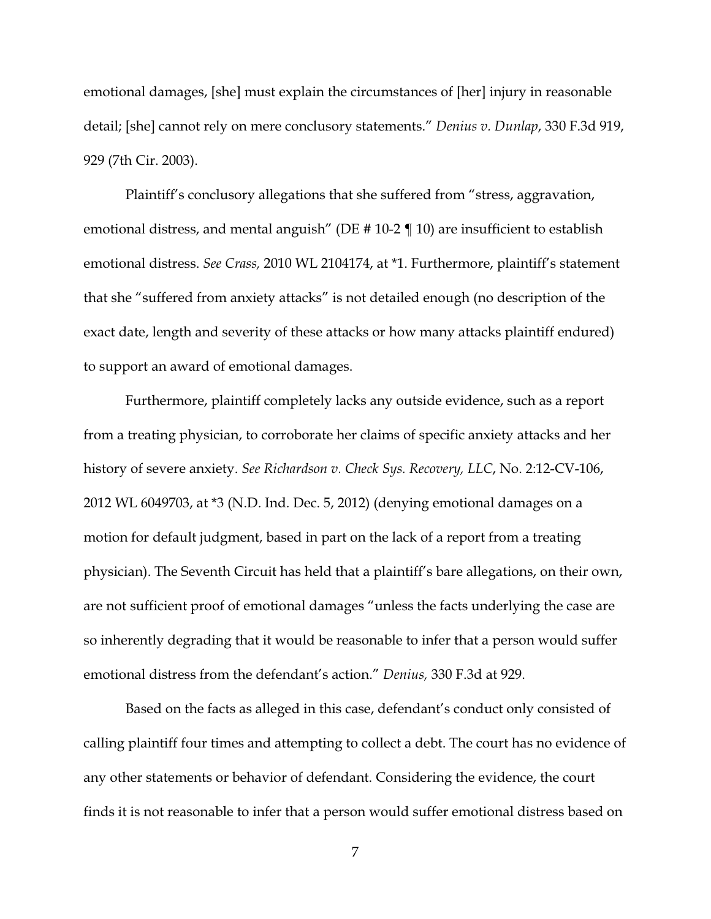emotional damages, [she] must explain the circumstances of [her] injury in reasonable detail; [she] cannot rely on mere conclusory statements." *Denius v. Dunlap*, 330 F.3d 919, 929 (7th Cir. 2003).

Plaintiff's conclusory allegations that she suffered from "stress, aggravation, emotional distress, and mental anguish" (DE # 10-2 ¶ 10) are insufficient to establish emotional distress. *See Crass,* 2010 WL 2104174, at *1. Furthermore, plaintiff's statement that she "suffered from anxiety attacks" is not detailed enough (no description of the exact date, length and severity of these attacks or how many attacks plaintiff endured) to support an award of emotional damages.

Furthermore, plaintiff completely lacks any outside evidence, such as a report from a treating physician, to corroborate her claims of specific anxiety attacks and her history of severe anxiety. *See Richardson v. Check Sys. Recovery, LLC*, No. 2:12-CV-106, 2012 WL 6049703, at *3 (N.D. Ind. Dec. 5, 2012) (denying emotional damages on a motion for default judgment, based in part on the lack of a report from a treating physician). The Seventh Circuit has held that a plaintiff's bare allegations, on their own, are not sufficient proof of emotional damages "unless the facts underlying the case are so inherently degrading that it would be reasonable to infer that a person would suffer emotional distress from the defendant's action." *Denius,* 330 F.3d at 929.

Based on the facts as alleged in this case, defendant's conduct only consisted of calling plaintiff four times and attempting to collect a debt. The court has no evidence of any other statements or behavior of defendant. Considering the evidence, the court finds it is not reasonable to infer that a person would suffer emotional distress based on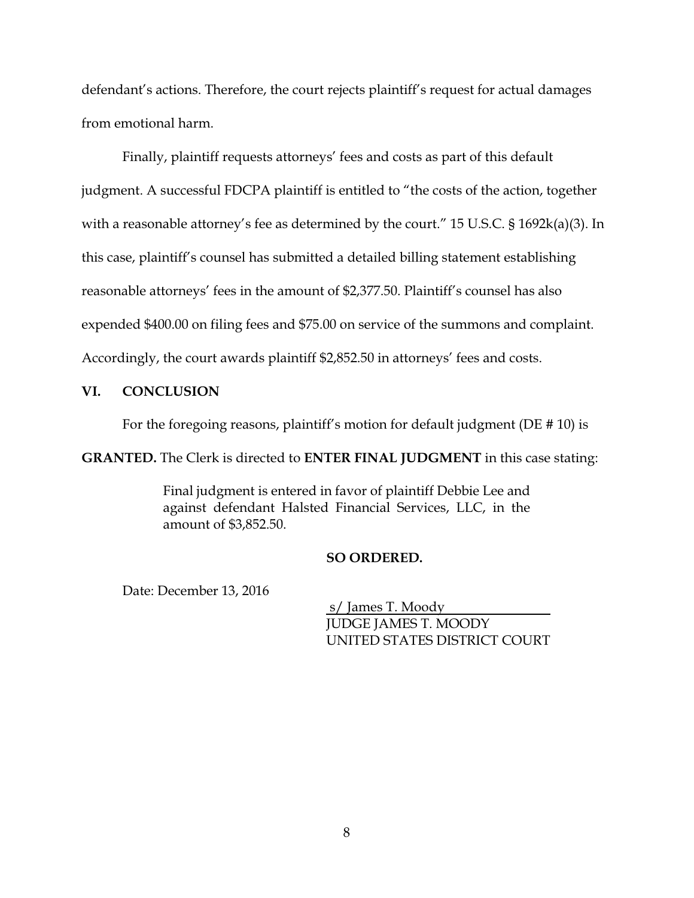defendant's actions. Therefore, the court rejects plaintiff's request for actual damages from emotional harm.

Finally, plaintiff requests attorneys' fees and costs as part of this default judgment. A successful FDCPA plaintiff is entitled to "the costs of the action, together with a reasonable attorney's fee as determined by the court." 15 U.S.C. § 1692k(a)(3). In this case, plaintiff's counsel has submitted a detailed billing statement establishing reasonable attorneys' fees in the amount of $2,377.50. Plaintiff's counsel has also expended $400.00 on filing fees and $75.00 on service of the summons and complaint. Accordingly, the court awards plaintiff $2,852.50 in attorneys' fees and costs.

## VI. CONCLUSION

For the foregoing reasons, plaintiff's motion for default judgment (DE # 10) is **GRANTED.** The Clerk is directed to **ENTER FINAL JUDGMENT** in this case stating:

> Final judgment is entered in favor of plaintiff Debbie Lee and against defendant Halsted Financial Services, LLC, in the amount of $3,852.50.

**SO ORDERED.**

Date: December 13, 2016

s/ James T. Moody
JUDGE JAMES T. MOODY
UNITED STATES DISTRICT COURT